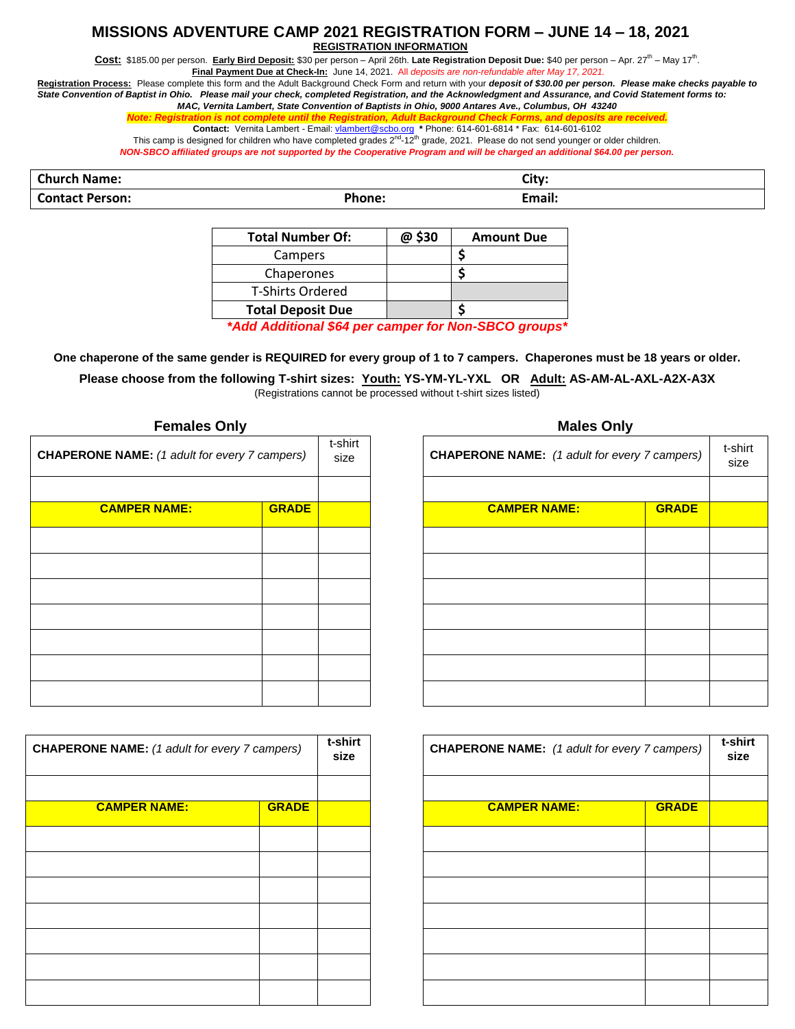# MISSIONS ADVENTURE CAMP 2021 REGISTRATION FORM – JUNE 14 – 18, 2021

## REGISTRATION INFORMATION

**Cost:** $185.00 per person. **Early Bird Deposit:** $30 per person – April 26th. **Late Registration Deposit Due:** $40 per person – Apr. 27th – May 17th.

**Final Payment Due at Check-In:** June 14, 2021. *All deposits are non-refundable after May 17, 2021.*

**Registration Process:** Please complete this form and the Adult Background Check Form and return with your ***deposit of $30.00 per person. Please make checks payable to State Convention of Baptist in Ohio. Please mail your check, completed Registration, and the Acknowledgment and Assurance, and Covid Statement forms to: MAC, Vernita Lambert, State Convention of Baptists in Ohio, 9000 Antares Ave., Columbus, OH 43240***

***Note: Registration is not complete until the Registration, Adult Background Check Forms, and deposits are received.***

**Contact:** Vernita Lambert - Email: vlambert@scbo.org * Phone: 614-601-6814 * Fax: 614-601-6102

This camp is designed for children who have completed grades 2nd-12th grade, 2021. Please do not send younger or older children.

***NON-SBCO affiliated groups are not supported by the Cooperative Program and will be charged an additional $64.00 per person.***

| **Church Name:** | | **City:** |
|---|---|---|
| **Contact Person:** | **Phone:** | **Email:** |

| Total Number Of: | @ $30 | Amount Due |
|---|---|---|
| Campers | | $ |
| Chaperones | | $ |
| T-Shirts Ordered | | |
| **Total Deposit Due** | | $ |

***\*Add Additional $64 per camper for Non-SBCO groups\****

**One chaperone of the same gender is REQUIRED for every group of 1 to 7 campers. Chaperones must be 18 years or older.**

**Please choose from the following T-shirt sizes: Youth: YS-YM-YL-YXL OR Adult: AS-AM-AL-AXL-A2X-A3X**

(Registrations cannot be processed without t-shirt sizes listed)

### Females Only

| **CHAPERONE NAME:** *(1 adult for every 7 campers)* | | t-shirt size |
|---|---|---|
| | | |
| **CAMPER NAME:** | **GRADE** | |
| | | |
| | | |
| | | |
| | | |
| | | |
| | | |
| | | |

| **CHAPERONE NAME:** *(1 adult for every 7 campers)* | | **t-shirt size** |
|---|---|---|
| | | |
| **CAMPER NAME:** | **GRADE** | |
| | | |
| | | |
| | | |
| | | |
| | | |
| | | |
| | | |

### Males Only

| **CHAPERONE NAME:** *(1 adult for every 7 campers)* | | t-shirt size |
|---|---|---|
| | | |
| **CAMPER NAME:** | **GRADE** | |
| | | |
| | | |
| | | |
| | | |
| | | |
| | | |
| | | |

| **CHAPERONE NAME:** *(1 adult for every 7 campers)* | | **t-shirt size** |
|---|---|---|
| | | |
| **CAMPER NAME:** | **GRADE** | |
| | | |
| | | |
| | | |
| | | |
| | | |
| | | |
| | | |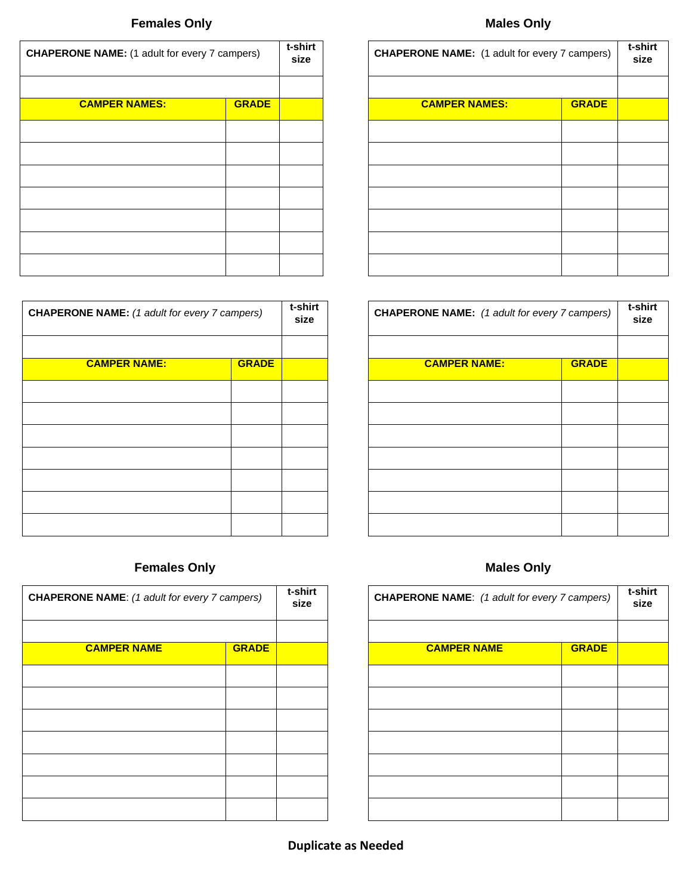## Females Only

| **CHAPERONE NAME:** (1 adult for every 7 campers) | | t-shirt size |
|---|---|---|
| | | |
| **CAMPER NAMES:** | **GRADE** | |
| | | |
| | | |
| | | |
| | | |
| | | |
| | | |
| | | |

## Males Only

| **CHAPERONE NAME:** (1 adult for every 7 campers) | | t-shirt size |
|---|---|---|
| | | |
| **CAMPER NAMES:** | **GRADE** | |
| | | |
| | | |
| | | |
| | | |
| | | |
| | | |
| | | |

| **CHAPERONE NAME:** *(1 adult for every 7 campers)* | | t-shirt size |
|---|---|---|
| | | |
| **CAMPER NAME:** | **GRADE** | |
| | | |
| | | |
| | | |
| | | |
| | | |
| | | |
| | | |

| **CHAPERONE NAME:** *(1 adult for every 7 campers)* | | t-shirt size |
|---|---|---|
| | | |
| **CAMPER NAME:** | **GRADE** | |
| | | |
| | | |
| | | |
| | | |
| | | |
| | | |
| | | |

## Females Only

| **CHAPERONE NAME**: *(1 adult for every 7 campers)* | | t-shirt size |
|---|---|---|
| | | |
| **CAMPER NAME** | **GRADE** | |
| | | |
| | | |
| | | |
| | | |
| | | |
| | | |
| | | |

## Males Only

| **CHAPERONE NAME**: *(1 adult for every 7 campers)* | | t-shirt size |
|---|---|---|
| | | |
| **CAMPER NAME** | **GRADE** | |
| | | |
| | | |
| | | |
| | | |
| | | |
| | | |
| | | |

**Duplicate as Needed**